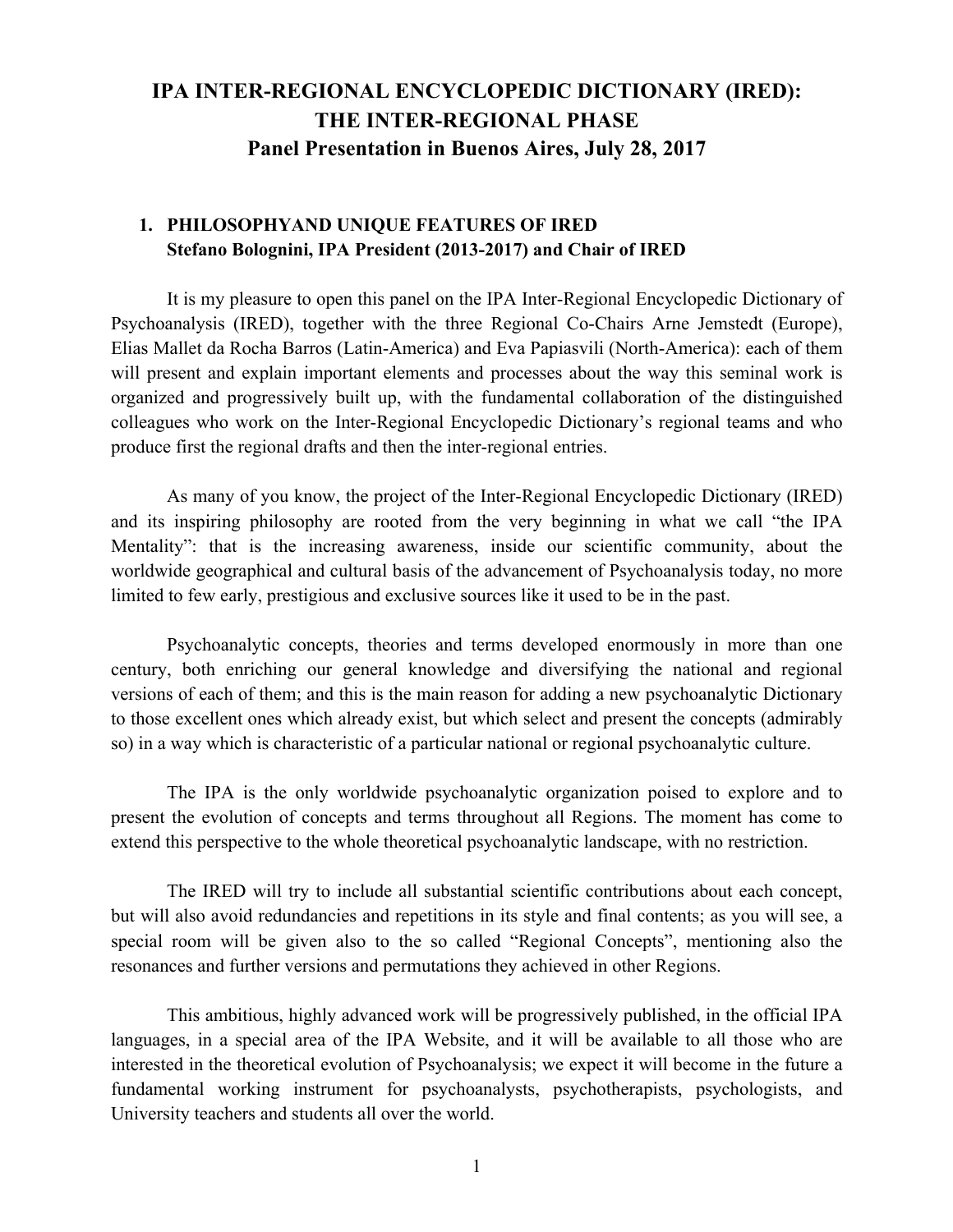# IPA INTER-REGIONAL ENCYCLOPEDIC DICTIONARY (IRED): THE INTER-REGIONAL PHASE
## Panel Presentation in Buenos Aires, July 28, 2017

### 1. PHILOSOPHYAND UNIQUE FEATURES OF IRED
**Stefano Bolognini, IPA President (2013-2017) and Chair of IRED**

It is my pleasure to open this panel on the IPA Inter-Regional Encyclopedic Dictionary of Psychoanalysis (IRED), together with the three Regional Co-Chairs Arne Jemstedt (Europe), Elias Mallet da Rocha Barros (Latin-America) and Eva Papiasvili (North-America): each of them will present and explain important elements and processes about the way this seminal work is organized and progressively built up, with the fundamental collaboration of the distinguished colleagues who work on the Inter-Regional Encyclopedic Dictionary's regional teams and who produce first the regional drafts and then the inter-regional entries.

As many of you know, the project of the Inter-Regional Encyclopedic Dictionary (IRED) and its inspiring philosophy are rooted from the very beginning in what we call "the IPA Mentality": that is the increasing awareness, inside our scientific community, about the worldwide geographical and cultural basis of the advancement of Psychoanalysis today, no more limited to few early, prestigious and exclusive sources like it used to be in the past.

Psychoanalytic concepts, theories and terms developed enormously in more than one century, both enriching our general knowledge and diversifying the national and regional versions of each of them; and this is the main reason for adding a new psychoanalytic Dictionary to those excellent ones which already exist, but which select and present the concepts (admirably so) in a way which is characteristic of a particular national or regional psychoanalytic culture.

The IPA is the only worldwide psychoanalytic organization poised to explore and to present the evolution of concepts and terms throughout all Regions. The moment has come to extend this perspective to the whole theoretical psychoanalytic landscape, with no restriction.

The IRED will try to include all substantial scientific contributions about each concept, but will also avoid redundancies and repetitions in its style and final contents; as you will see, a special room will be given also to the so called "Regional Concepts", mentioning also the resonances and further versions and permutations they achieved in other Regions.

This ambitious, highly advanced work will be progressively published, in the official IPA languages, in a special area of the IPA Website, and it will be available to all those who are interested in the theoretical evolution of Psychoanalysis; we expect it will become in the future a fundamental working instrument for psychoanalysts, psychotherapists, psychologists, and University teachers and students all over the world.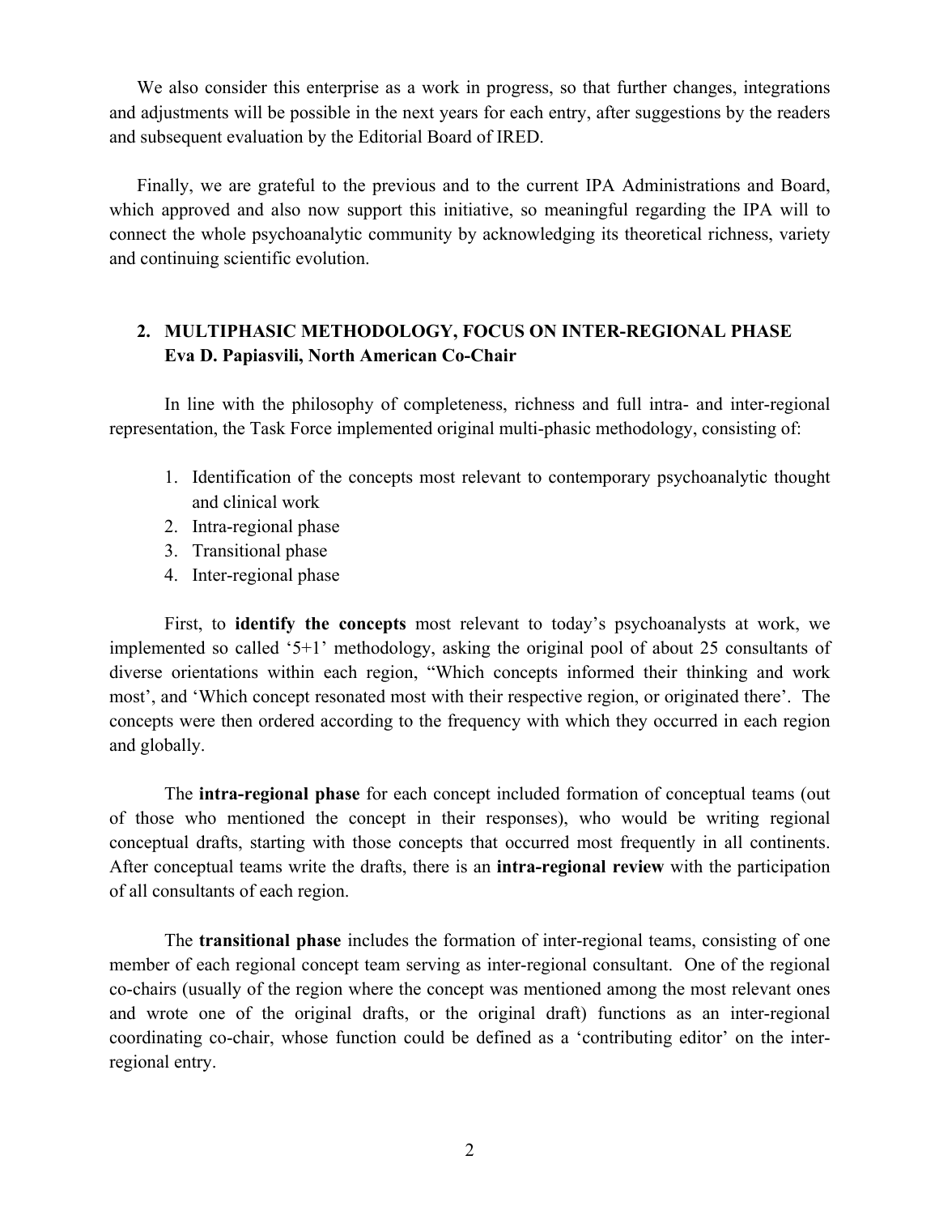We also consider this enterprise as a work in progress, so that further changes, integrations and adjustments will be possible in the next years for each entry, after suggestions by the readers and subsequent evaluation by the Editorial Board of IRED.

Finally, we are grateful to the previous and to the current IPA Administrations and Board, which approved and also now support this initiative, so meaningful regarding the IPA will to connect the whole psychoanalytic community by acknowledging its theoretical richness, variety and continuing scientific evolution.

## 2. MULTIPHASIC METHODOLOGY, FOCUS ON INTER-REGIONAL PHASE
**Eva D. Papiasvili, North American Co-Chair**

In line with the philosophy of completeness, richness and full intra- and inter-regional representation, the Task Force implemented original multi-phasic methodology, consisting of:

1. Identification of the concepts most relevant to contemporary psychoanalytic thought and clinical work
2. Intra-regional phase
3. Transitional phase
4. Inter-regional phase

First, to **identify the concepts** most relevant to today's psychoanalysts at work, we implemented so called '5+1' methodology, asking the original pool of about 25 consultants of diverse orientations within each region, "Which concepts informed their thinking and work most', and 'Which concept resonated most with their respective region, or originated there'. The concepts were then ordered according to the frequency with which they occurred in each region and globally.

The **intra-regional phase** for each concept included formation of conceptual teams (out of those who mentioned the concept in their responses), who would be writing regional conceptual drafts, starting with those concepts that occurred most frequently in all continents. After conceptual teams write the drafts, there is an **intra-regional review** with the participation of all consultants of each region.

The **transitional phase** includes the formation of inter-regional teams, consisting of one member of each regional concept team serving as inter-regional consultant. One of the regional co-chairs (usually of the region where the concept was mentioned among the most relevant ones and wrote one of the original drafts, or the original draft) functions as an inter-regional coordinating co-chair, whose function could be defined as a 'contributing editor' on the inter-regional entry.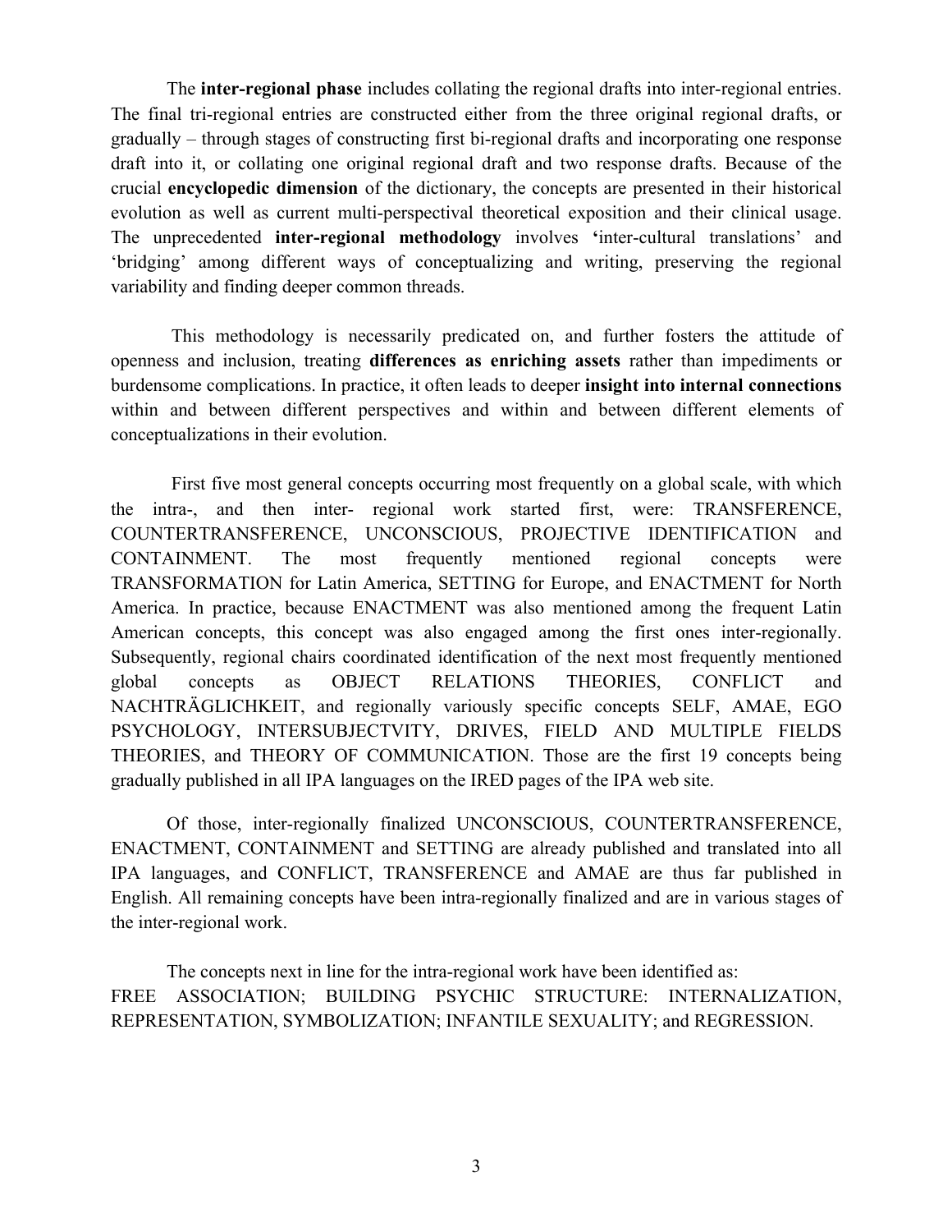The **inter-regional phase** includes collating the regional drafts into inter-regional entries. The final tri-regional entries are constructed either from the three original regional drafts, or gradually – through stages of constructing first bi-regional drafts and incorporating one response draft into it, or collating one original regional draft and two response drafts. Because of the crucial **encyclopedic dimension** of the dictionary, the concepts are presented in their historical evolution as well as current multi-perspectival theoretical exposition and their clinical usage. The unprecedented **inter-regional methodology** involves **'**inter-cultural translations' and 'bridging' among different ways of conceptualizing and writing, preserving the regional variability and finding deeper common threads.

This methodology is necessarily predicated on, and further fosters the attitude of openness and inclusion, treating **differences as enriching assets** rather than impediments or burdensome complications. In practice, it often leads to deeper **insight into internal connections** within and between different perspectives and within and between different elements of conceptualizations in their evolution.

First five most general concepts occurring most frequently on a global scale, with which the intra-, and then inter- regional work started first, were: TRANSFERENCE, COUNTERTRANSFERENCE, UNCONSCIOUS, PROJECTIVE IDENTIFICATION and CONTAINMENT. The most frequently mentioned regional concepts were TRANSFORMATION for Latin America, SETTING for Europe, and ENACTMENT for North America. In practice, because ENACTMENT was also mentioned among the frequent Latin American concepts, this concept was also engaged among the first ones inter-regionally. Subsequently, regional chairs coordinated identification of the next most frequently mentioned global concepts as OBJECT RELATIONS THEORIES, CONFLICT and NACHTRÄGLICHKEIT, and regionally variously specific concepts SELF, AMAE, EGO PSYCHOLOGY, INTERSUBJECTVITY, DRIVES, FIELD AND MULTIPLE FIELDS THEORIES, and THEORY OF COMMUNICATION. Those are the first 19 concepts being gradually published in all IPA languages on the IRED pages of the IPA web site.

Of those, inter-regionally finalized UNCONSCIOUS, COUNTERTRANSFERENCE, ENACTMENT, CONTAINMENT and SETTING are already published and translated into all IPA languages, and CONFLICT, TRANSFERENCE and AMAE are thus far published in English. All remaining concepts have been intra-regionally finalized and are in various stages of the inter-regional work.

The concepts next in line for the intra-regional work have been identified as:
FREE ASSOCIATION; BUILDING PSYCHIC STRUCTURE: INTERNALIZATION, REPRESENTATION, SYMBOLIZATION; INFANTILE SEXUALITY; and REGRESSION.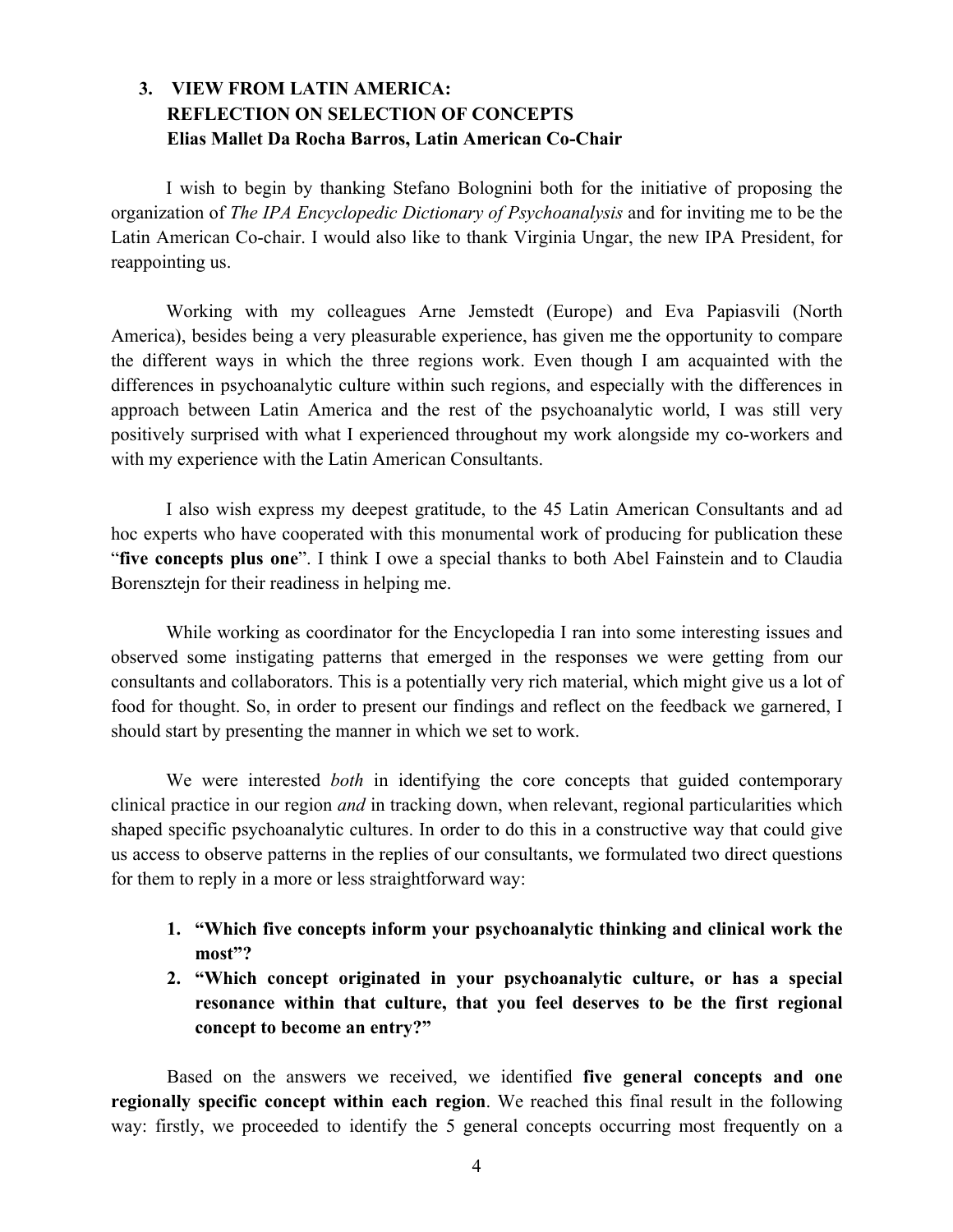## 3. VIEW FROM LATIN AMERICA: REFLECTION ON SELECTION OF CONCEPTS
**Elias Mallet Da Rocha Barros, Latin American Co-Chair**

I wish to begin by thanking Stefano Bolognini both for the initiative of proposing the organization of *The IPA Encyclopedic Dictionary of Psychoanalysis* and for inviting me to be the Latin American Co-chair. I would also like to thank Virginia Ungar, the new IPA President, for reappointing us.

Working with my colleagues Arne Jemstedt (Europe) and Eva Papiasvili (North America), besides being a very pleasurable experience, has given me the opportunity to compare the different ways in which the three regions work. Even though I am acquainted with the differences in psychoanalytic culture within such regions, and especially with the differences in approach between Latin America and the rest of the psychoanalytic world, I was still very positively surprised with what I experienced throughout my work alongside my co-workers and with my experience with the Latin American Consultants.

I also wish express my deepest gratitude, to the 45 Latin American Consultants and ad hoc experts who have cooperated with this monumental work of producing for publication these "**five concepts plus one**". I think I owe a special thanks to both Abel Fainstein and to Claudia Borensztejn for their readiness in helping me.

While working as coordinator for the Encyclopedia I ran into some interesting issues and observed some instigating patterns that emerged in the responses we were getting from our consultants and collaborators. This is a potentially very rich material, which might give us a lot of food for thought. So, in order to present our findings and reflect on the feedback we garnered, I should start by presenting the manner in which we set to work.

We were interested *both* in identifying the core concepts that guided contemporary clinical practice in our region *and* in tracking down, when relevant, regional particularities which shaped specific psychoanalytic cultures. In order to do this in a constructive way that could give us access to observe patterns in the replies of our consultants, we formulated two direct questions for them to reply in a more or less straightforward way:

1. **"Which five concepts inform your psychoanalytic thinking and clinical work the most"?**
2. **"Which concept originated in your psychoanalytic culture, or has a special resonance within that culture, that you feel deserves to be the first regional concept to become an entry?"**

Based on the answers we received, we identified **five general concepts and one regionally specific concept within each region**. We reached this final result in the following way: firstly, we proceeded to identify the 5 general concepts occurring most frequently on a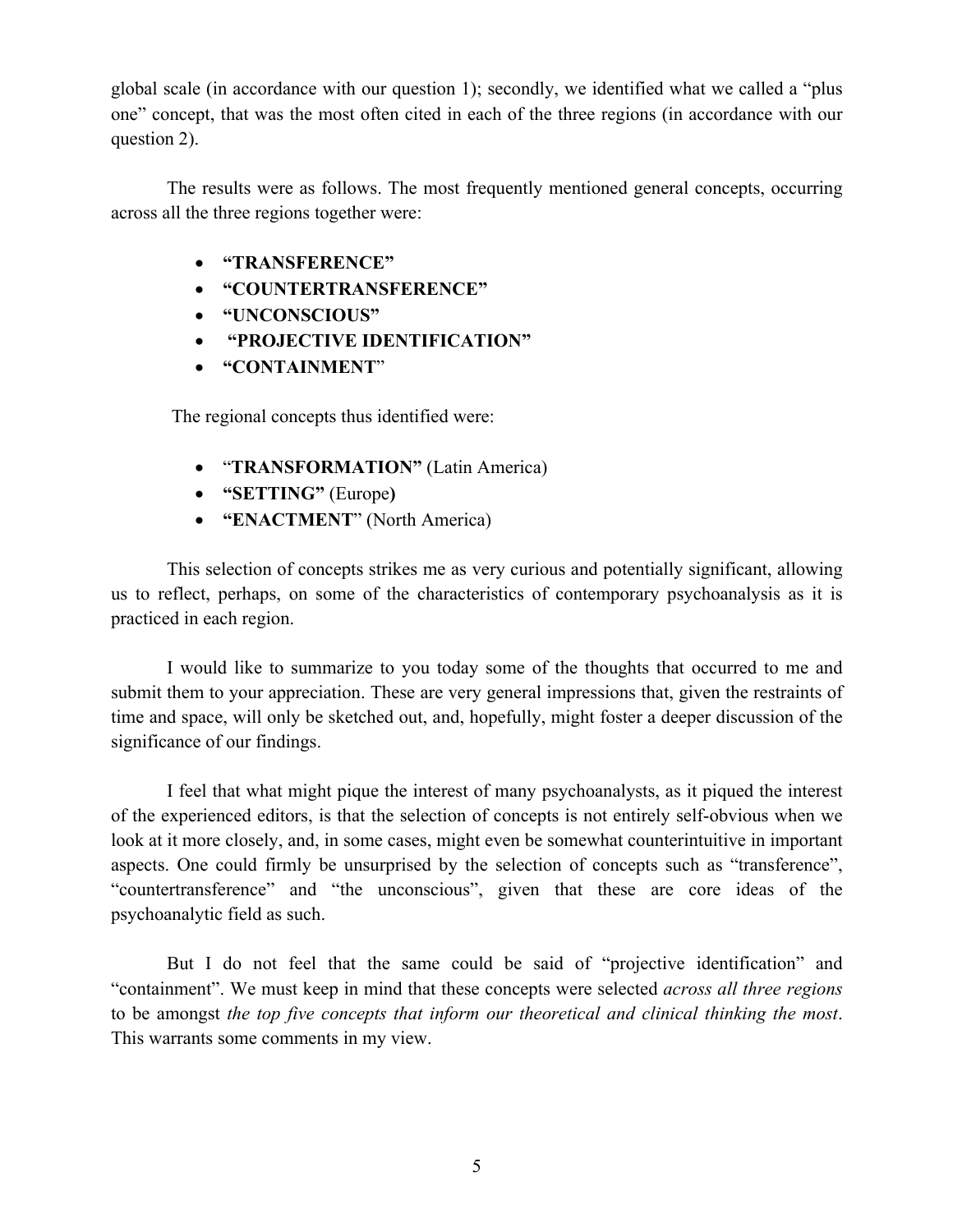global scale (in accordance with our question 1); secondly, we identified what we called a "plus one" concept, that was the most often cited in each of the three regions (in accordance with our question 2).

The results were as follows. The most frequently mentioned general concepts, occurring across all the three regions together were:

- **"TRANSFERENCE"**
- **"COUNTERTRANSFERENCE"**
- **"UNCONSCIOUS"**
- **"PROJECTIVE IDENTIFICATION"**
- **"CONTAINMENT**"

The regional concepts thus identified were:

- "**TRANSFORMATION"** (Latin America)
- **"SETTING"** (Europe**)**
- **"ENACTMENT**" (North America)

This selection of concepts strikes me as very curious and potentially significant, allowing us to reflect, perhaps, on some of the characteristics of contemporary psychoanalysis as it is practiced in each region.

I would like to summarize to you today some of the thoughts that occurred to me and submit them to your appreciation. These are very general impressions that, given the restraints of time and space, will only be sketched out, and, hopefully, might foster a deeper discussion of the significance of our findings.

I feel that what might pique the interest of many psychoanalysts, as it piqued the interest of the experienced editors, is that the selection of concepts is not entirely self-obvious when we look at it more closely, and, in some cases, might even be somewhat counterintuitive in important aspects. One could firmly be unsurprised by the selection of concepts such as "transference", "countertransference" and "the unconscious", given that these are core ideas of the psychoanalytic field as such.

But I do not feel that the same could be said of "projective identification" and "containment". We must keep in mind that these concepts were selected *across all three regions* to be amongst *the top five concepts that inform our theoretical and clinical thinking the most*. This warrants some comments in my view.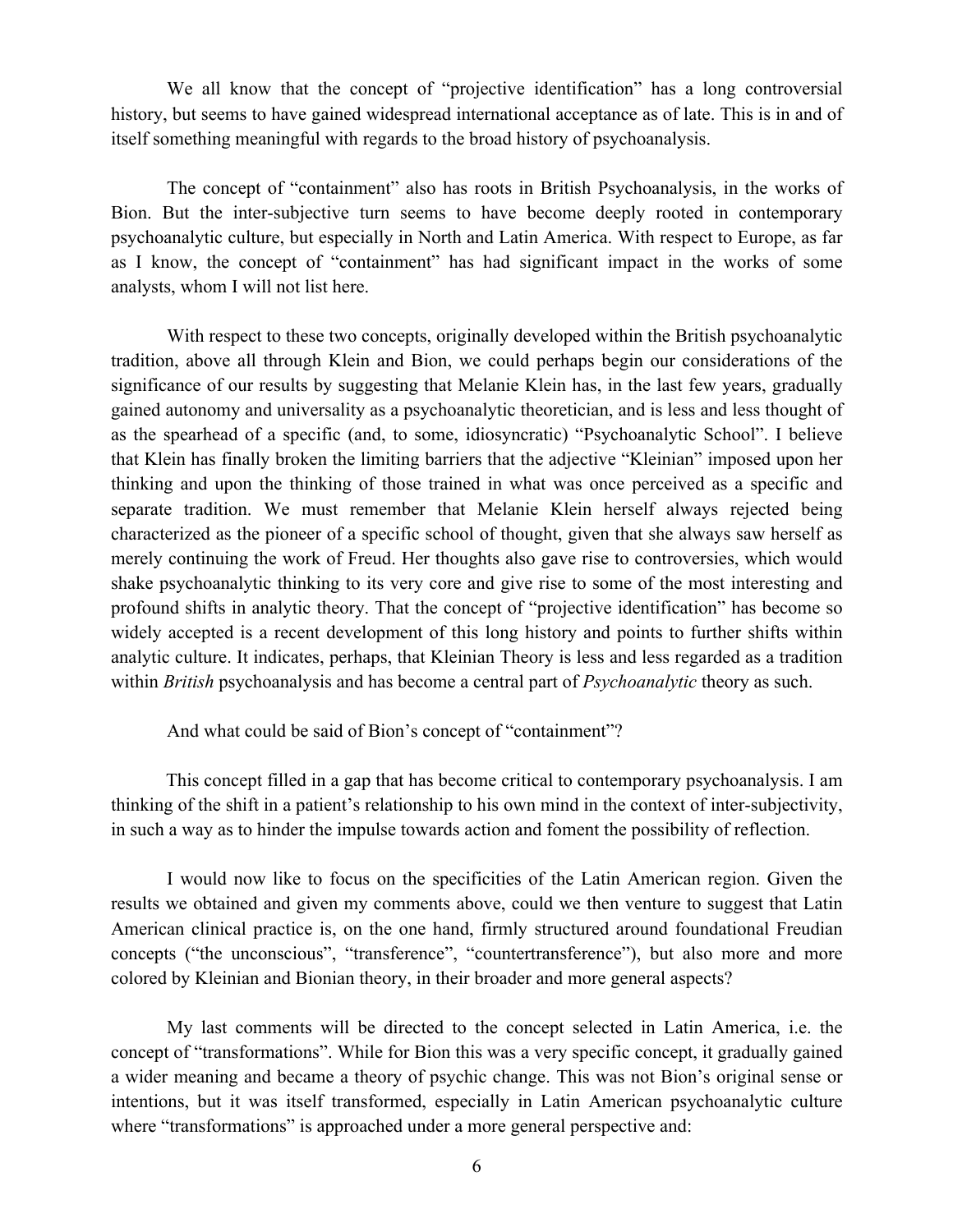We all know that the concept of “projective identification” has a long controversial history, but seems to have gained widespread international acceptance as of late. This is in and of itself something meaningful with regards to the broad history of psychoanalysis.

The concept of “containment” also has roots in British Psychoanalysis, in the works of Bion. But the inter-subjective turn seems to have become deeply rooted in contemporary psychoanalytic culture, but especially in North and Latin America. With respect to Europe, as far as I know, the concept of “containment” has had significant impact in the works of some analysts, whom I will not list here.

With respect to these two concepts, originally developed within the British psychoanalytic tradition, above all through Klein and Bion, we could perhaps begin our considerations of the significance of our results by suggesting that Melanie Klein has, in the last few years, gradually gained autonomy and universality as a psychoanalytic theoretician, and is less and less thought of as the spearhead of a specific (and, to some, idiosyncratic) “Psychoanalytic School”. I believe that Klein has finally broken the limiting barriers that the adjective “Kleinian” imposed upon her thinking and upon the thinking of those trained in what was once perceived as a specific and separate tradition. We must remember that Melanie Klein herself always rejected being characterized as the pioneer of a specific school of thought, given that she always saw herself as merely continuing the work of Freud. Her thoughts also gave rise to controversies, which would shake psychoanalytic thinking to its very core and give rise to some of the most interesting and profound shifts in analytic theory. That the concept of “projective identification” has become so widely accepted is a recent development of this long history and points to further shifts within analytic culture. It indicates, perhaps, that Kleinian Theory is less and less regarded as a tradition within *British* psychoanalysis and has become a central part of *Psychoanalytic* theory as such.

And what could be said of Bion’s concept of “containment”?

This concept filled in a gap that has become critical to contemporary psychoanalysis. I am thinking of the shift in a patient’s relationship to his own mind in the context of inter-subjectivity, in such a way as to hinder the impulse towards action and foment the possibility of reflection.

I would now like to focus on the specificities of the Latin American region. Given the results we obtained and given my comments above, could we then venture to suggest that Latin American clinical practice is, on the one hand, firmly structured around foundational Freudian concepts (“the unconscious”, “transference”, “countertransference”), but also more and more colored by Kleinian and Bionian theory, in their broader and more general aspects?

My last comments will be directed to the concept selected in Latin America, i.e. the concept of “transformations”. While for Bion this was a very specific concept, it gradually gained a wider meaning and became a theory of psychic change. This was not Bion’s original sense or intentions, but it was itself transformed, especially in Latin American psychoanalytic culture where “transformations” is approached under a more general perspective and: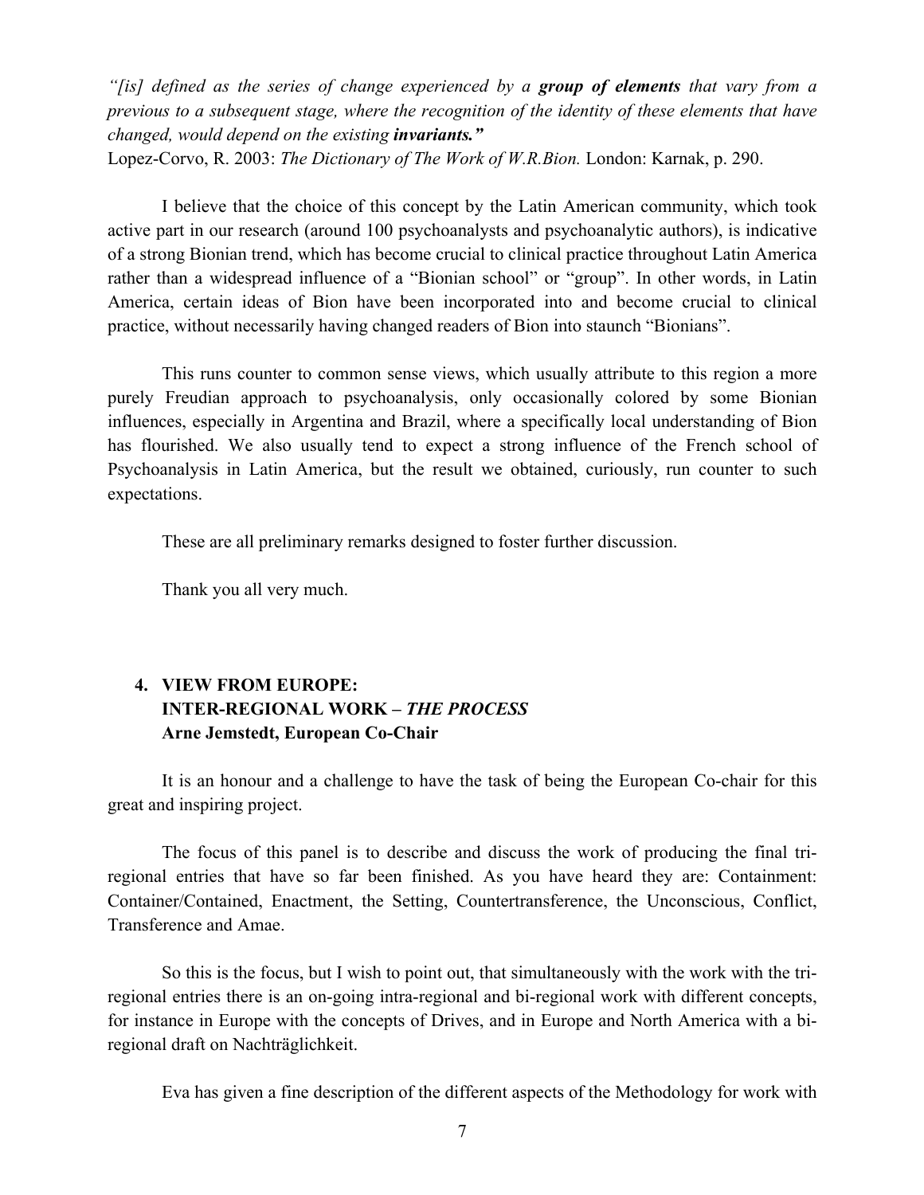*"[is] defined as the series of change experienced by a **group of elements** that vary from a previous to a subsequent stage, where the recognition of the identity of these elements that have changed, would depend on the existing **invariants."***
Lopez-Corvo, R. 2003: *The Dictionary of The Work of W.R.Bion.* London: Karnak, p. 290.

I believe that the choice of this concept by the Latin American community, which took active part in our research (around 100 psychoanalysts and psychoanalytic authors), is indicative of a strong Bionian trend, which has become crucial to clinical practice throughout Latin America rather than a widespread influence of a "Bionian school" or "group". In other words, in Latin America, certain ideas of Bion have been incorporated into and become crucial to clinical practice, without necessarily having changed readers of Bion into staunch "Bionians".

This runs counter to common sense views, which usually attribute to this region a more purely Freudian approach to psychoanalysis, only occasionally colored by some Bionian influences, especially in Argentina and Brazil, where a specifically local understanding of Bion has flourished. We also usually tend to expect a strong influence of the French school of Psychoanalysis in Latin America, but the result we obtained, curiously, run counter to such expectations.

These are all preliminary remarks designed to foster further discussion.

Thank you all very much.

## 4. VIEW FROM EUROPE: INTER-REGIONAL WORK – *THE PROCESS*
**Arne Jemstedt, European Co-Chair**

It is an honour and a challenge to have the task of being the European Co-chair for this great and inspiring project.

The focus of this panel is to describe and discuss the work of producing the final tri-regional entries that have so far been finished. As you have heard they are: Containment: Container/Contained, Enactment, the Setting, Countertransference, the Unconscious, Conflict, Transference and Amae.

So this is the focus, but I wish to point out, that simultaneously with the work with the tri-regional entries there is an on-going intra-regional and bi-regional work with different concepts, for instance in Europe with the concepts of Drives, and in Europe and North America with a bi-regional draft on Nachträglichkeit.

Eva has given a fine description of the different aspects of the Methodology for work with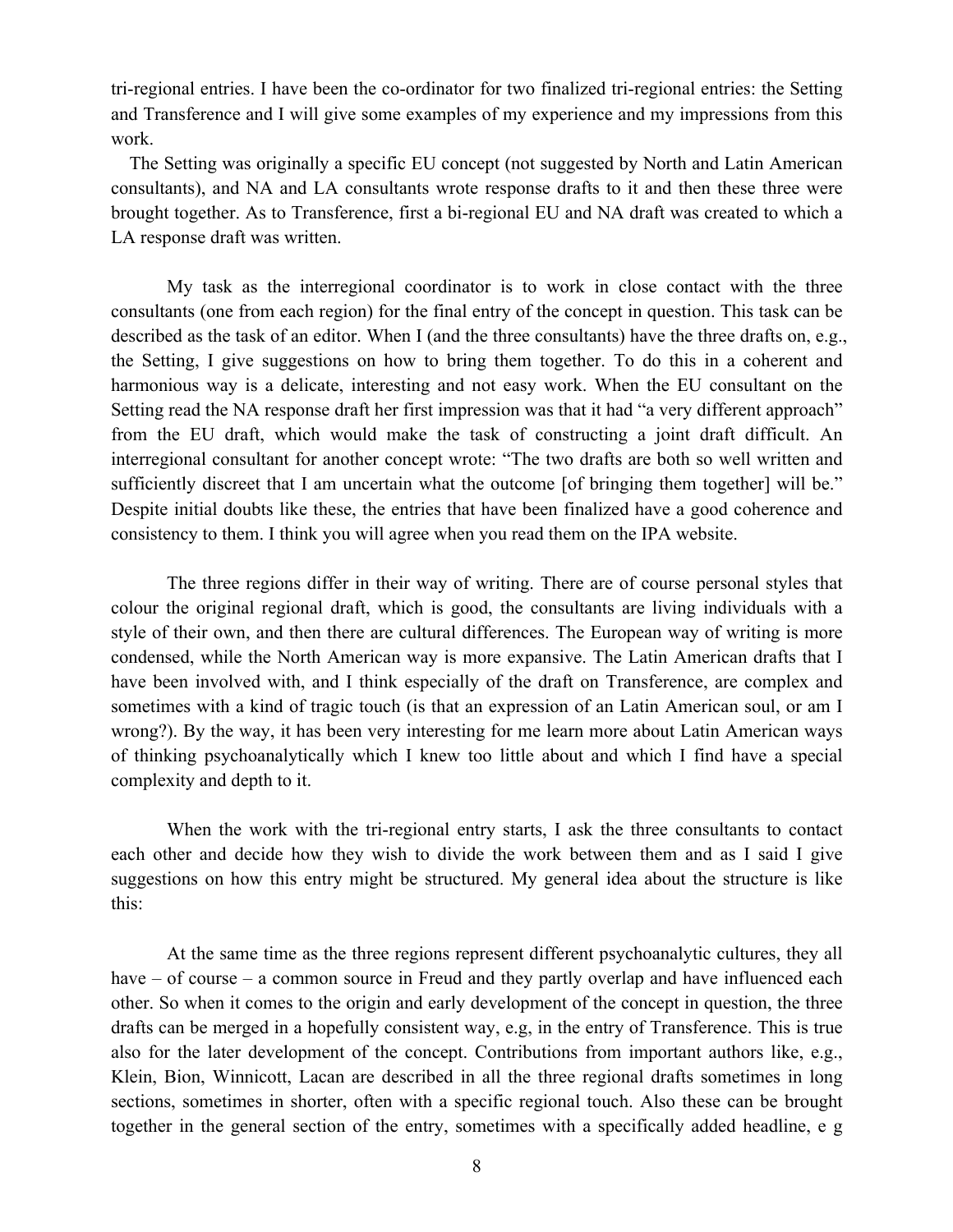tri-regional entries. I have been the co-ordinator for two finalized tri-regional entries: the Setting and Transference and I will give some examples of my experience and my impressions from this work.

The Setting was originally a specific EU concept (not suggested by North and Latin American consultants), and NA and LA consultants wrote response drafts to it and then these three were brought together. As to Transference, first a bi-regional EU and NA draft was created to which a LA response draft was written.

My task as the interregional coordinator is to work in close contact with the three consultants (one from each region) for the final entry of the concept in question. This task can be described as the task of an editor. When I (and the three consultants) have the three drafts on, e.g., the Setting, I give suggestions on how to bring them together. To do this in a coherent and harmonious way is a delicate, interesting and not easy work. When the EU consultant on the Setting read the NA response draft her first impression was that it had "a very different approach" from the EU draft, which would make the task of constructing a joint draft difficult. An interregional consultant for another concept wrote: "The two drafts are both so well written and sufficiently discreet that I am uncertain what the outcome [of bringing them together] will be." Despite initial doubts like these, the entries that have been finalized have a good coherence and consistency to them. I think you will agree when you read them on the IPA website.

The three regions differ in their way of writing. There are of course personal styles that colour the original regional draft, which is good, the consultants are living individuals with a style of their own, and then there are cultural differences. The European way of writing is more condensed, while the North American way is more expansive. The Latin American drafts that I have been involved with, and I think especially of the draft on Transference, are complex and sometimes with a kind of tragic touch (is that an expression of an Latin American soul, or am I wrong?). By the way, it has been very interesting for me learn more about Latin American ways of thinking psychoanalytically which I knew too little about and which I find have a special complexity and depth to it.

When the work with the tri-regional entry starts, I ask the three consultants to contact each other and decide how they wish to divide the work between them and as I said I give suggestions on how this entry might be structured. My general idea about the structure is like this:

At the same time as the three regions represent different psychoanalytic cultures, they all have – of course – a common source in Freud and they partly overlap and have influenced each other. So when it comes to the origin and early development of the concept in question, the three drafts can be merged in a hopefully consistent way, e.g, in the entry of Transference. This is true also for the later development of the concept. Contributions from important authors like, e.g., Klein, Bion, Winnicott, Lacan are described in all the three regional drafts sometimes in long sections, sometimes in shorter, often with a specific regional touch. Also these can be brought together in the general section of the entry, sometimes with a specifically added headline, e g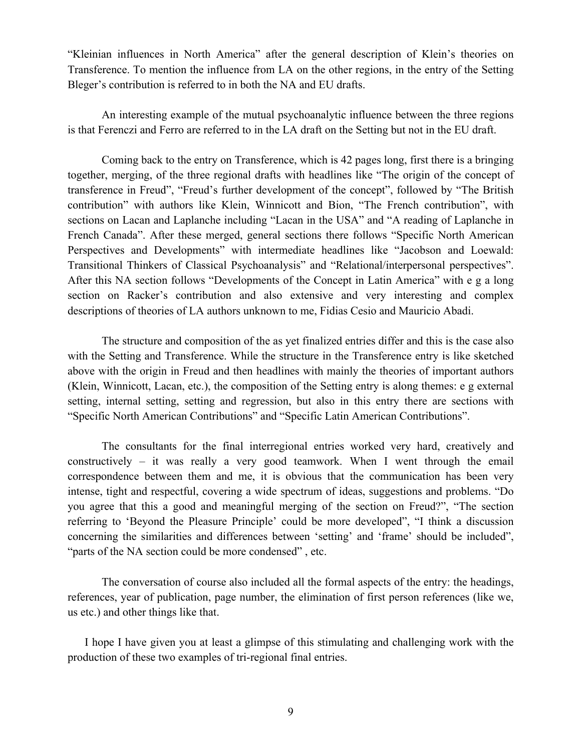"Kleinian influences in North America" after the general description of Klein's theories on Transference. To mention the influence from LA on the other regions, in the entry of the Setting Bleger's contribution is referred to in both the NA and EU drafts.

An interesting example of the mutual psychoanalytic influence between the three regions is that Ferenczi and Ferro are referred to in the LA draft on the Setting but not in the EU draft.

Coming back to the entry on Transference, which is 42 pages long, first there is a bringing together, merging, of the three regional drafts with headlines like "The origin of the concept of transference in Freud", "Freud's further development of the concept", followed by "The British contribution" with authors like Klein, Winnicott and Bion, "The French contribution", with sections on Lacan and Laplanche including "Lacan in the USA" and "A reading of Laplanche in French Canada". After these merged, general sections there follows "Specific North American Perspectives and Developments" with intermediate headlines like "Jacobson and Loewald: Transitional Thinkers of Classical Psychoanalysis" and "Relational/interpersonal perspectives". After this NA section follows "Developments of the Concept in Latin America" with e g a long section on Racker's contribution and also extensive and very interesting and complex descriptions of theories of LA authors unknown to me, Fidias Cesio and Mauricio Abadi.

The structure and composition of the as yet finalized entries differ and this is the case also with the Setting and Transference. While the structure in the Transference entry is like sketched above with the origin in Freud and then headlines with mainly the theories of important authors (Klein, Winnicott, Lacan, etc.), the composition of the Setting entry is along themes: e g external setting, internal setting, setting and regression, but also in this entry there are sections with "Specific North American Contributions" and "Specific Latin American Contributions".

The consultants for the final interregional entries worked very hard, creatively and constructively – it was really a very good teamwork. When I went through the email correspondence between them and me, it is obvious that the communication has been very intense, tight and respectful, covering a wide spectrum of ideas, suggestions and problems. "Do you agree that this a good and meaningful merging of the section on Freud?", "The section referring to 'Beyond the Pleasure Principle' could be more developed", "I think a discussion concerning the similarities and differences between 'setting' and 'frame' should be included", "parts of the NA section could be more condensed" , etc.

The conversation of course also included all the formal aspects of the entry: the headings, references, year of publication, page number, the elimination of first person references (like we, us etc.) and other things like that.

I hope I have given you at least a glimpse of this stimulating and challenging work with the production of these two examples of tri-regional final entries.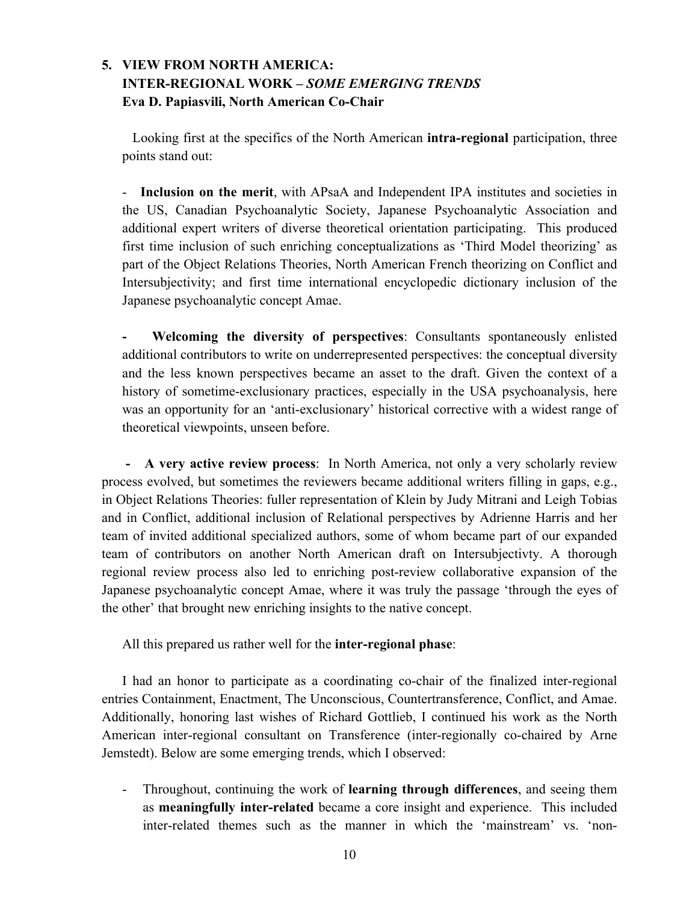## 5. VIEW FROM NORTH AMERICA: INTER-REGIONAL WORK – *SOME EMERGING TRENDS*

**Eva D. Papiasvili, North American Co-Chair**

Looking first at the specifics of the North American **intra-regional** participation, three points stand out:

- **Inclusion on the merit**, with APsaA and Independent IPA institutes and societies in the US, Canadian Psychoanalytic Society, Japanese Psychoanalytic Association and additional expert writers of diverse theoretical orientation participating. This produced first time inclusion of such enriching conceptualizations as 'Third Model theorizing' as part of the Object Relations Theories, North American French theorizing on Conflict and Intersubjectivity; and first time international encyclopedic dictionary inclusion of the Japanese psychoanalytic concept Amae.

- **Welcoming the diversity of perspectives**: Consultants spontaneously enlisted additional contributors to write on underrepresented perspectives: the conceptual diversity and the less known perspectives became an asset to the draft. Given the context of a history of sometime-exclusionary practices, especially in the USA psychoanalysis, here was an opportunity for an 'anti-exclusionary' historical corrective with a widest range of theoretical viewpoints, unseen before.

- **A very active review process**: In North America, not only a very scholarly review process evolved, but sometimes the reviewers became additional writers filling in gaps, e.g., in Object Relations Theories: fuller representation of Klein by Judy Mitrani and Leigh Tobias and in Conflict, additional inclusion of Relational perspectives by Adrienne Harris and her team of invited additional specialized authors, some of whom became part of our expanded team of contributors on another North American draft on Intersubjectivty. A thorough regional review process also led to enriching post-review collaborative expansion of the Japanese psychoanalytic concept Amae, where it was truly the passage 'through the eyes of the other' that brought new enriching insights to the native concept.

All this prepared us rather well for the **inter-regional phase**:

I had an honor to participate as a coordinating co-chair of the finalized inter-regional entries Containment, Enactment, The Unconscious, Countertransference, Conflict, and Amae. Additionally, honoring last wishes of Richard Gottlieb, I continued his work as the North American inter-regional consultant on Transference (inter-regionally co-chaired by Arne Jemstedt). Below are some emerging trends, which I observed:

- Throughout, continuing the work of **learning through differences**, and seeing them as **meaningfully inter-related** became a core insight and experience. This included inter-related themes such as the manner in which the 'mainstream' vs. 'non-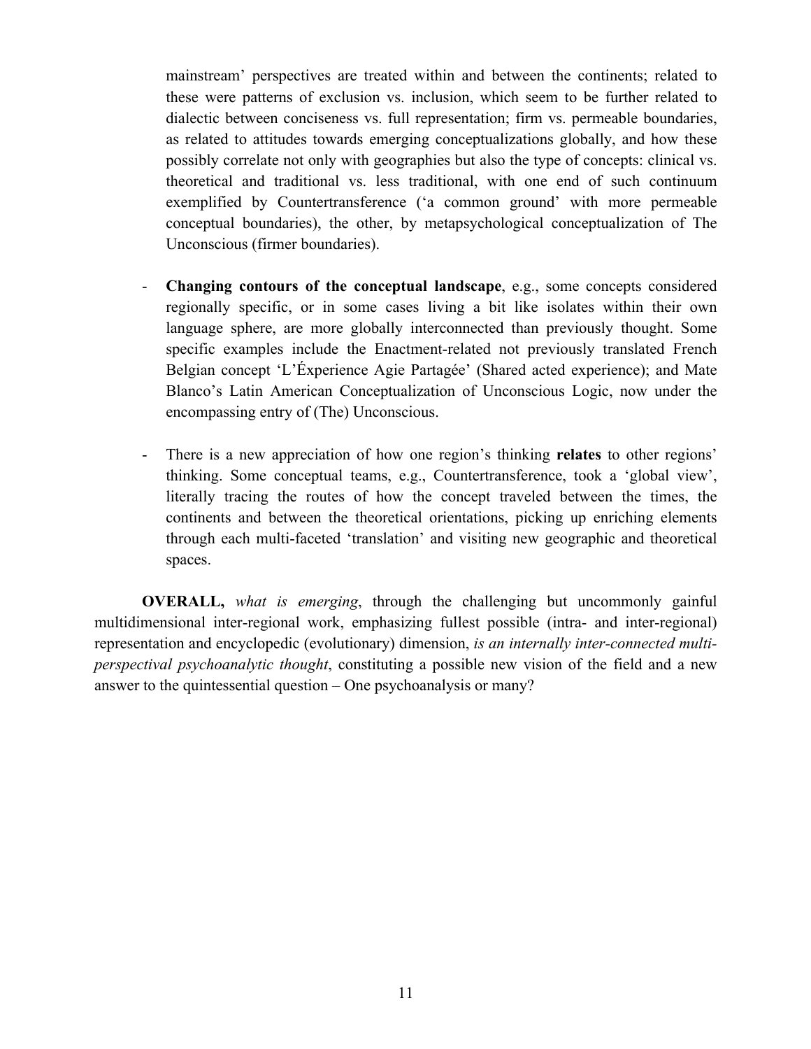mainstream' perspectives are treated within and between the continents; related to these were patterns of exclusion vs. inclusion, which seem to be further related to dialectic between conciseness vs. full representation; firm vs. permeable boundaries, as related to attitudes towards emerging conceptualizations globally, and how these possibly correlate not only with geographies but also the type of concepts: clinical vs. theoretical and traditional vs. less traditional, with one end of such continuum exemplified by Countertransference ('a common ground' with more permeable conceptual boundaries), the other, by metapsychological conceptualization of The Unconscious (firmer boundaries).

- **Changing contours of the conceptual landscape**, e.g., some concepts considered regionally specific, or in some cases living a bit like isolates within their own language sphere, are more globally interconnected than previously thought. Some specific examples include the Enactment-related not previously translated French Belgian concept 'L'Éxperience Agie Partagée' (Shared acted experience); and Mate Blanco's Latin American Conceptualization of Unconscious Logic, now under the encompassing entry of (The) Unconscious.

- There is a new appreciation of how one region's thinking **relates** to other regions' thinking. Some conceptual teams, e.g., Countertransference, took a 'global view', literally tracing the routes of how the concept traveled between the times, the continents and between the theoretical orientations, picking up enriching elements through each multi-faceted 'translation' and visiting new geographic and theoretical spaces.

**OVERALL,** *what is emerging*, through the challenging but uncommonly gainful multidimensional inter-regional work, emphasizing fullest possible (intra- and inter-regional) representation and encyclopedic (evolutionary) dimension, *is an internally inter-connected multi-perspectival psychoanalytic thought*, constituting a possible new vision of the field and a new answer to the quintessential question – One psychoanalysis or many?